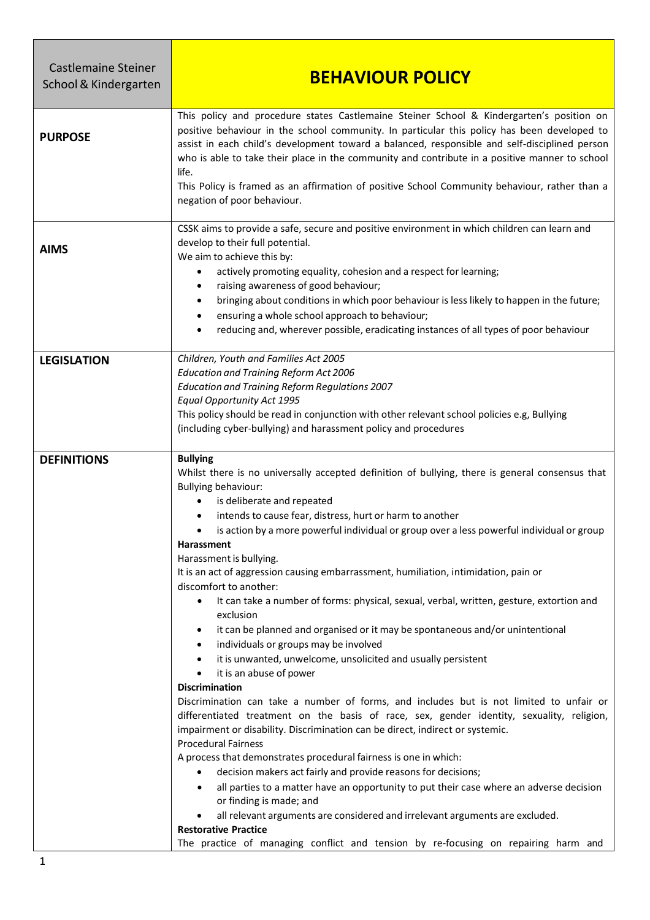| Castlemaine Steiner School & Kindergarten | **BEHAVIOUR POLICY** |
|---|---|
| **PURPOSE** | This policy and procedure states Castlemaine Steiner School & Kindergarten's position on positive behaviour in the school community. In particular this policy has been developed to assist in each child's development toward a balanced, responsible and self-disciplined person who is able to take their place in the community and contribute in a positive manner to school life.<br>This Policy is framed as an affirmation of positive School Community behaviour, rather than a negation of poor behaviour. |
| **AIMS** | CSSK aims to provide a safe, secure and positive environment in which children can learn and develop to their full potential.<br>We aim to achieve this by:<br>• actively promoting equality, cohesion and a respect for learning;<br>• raising awareness of good behaviour;<br>• bringing about conditions in which poor behaviour is less likely to happen in the future;<br>• ensuring a whole school approach to behaviour;<br>• reducing and, wherever possible, eradicating instances of all types of poor behaviour |
| **LEGISLATION** | *Children, Youth and Families Act 2005*<br>*Education and Training Reform Act 2006*<br>*Education and Training Reform Regulations 2007*<br>*Equal Opportunity Act 1995*<br>This policy should be read in conjunction with other relevant school policies e.g, Bullying (including cyber-bullying) and harassment policy and procedures |
| **DEFINITIONS** | **Bullying**<br>Whilst there is no universally accepted definition of bullying, there is general consensus that Bullying behaviour:<br>• is deliberate and repeated<br>• intends to cause fear, distress, hurt or harm to another<br>• is action by a more powerful individual or group over a less powerful individual or group<br>**Harassment**<br>Harassment is bullying.<br>It is an act of aggression causing embarrassment, humiliation, intimidation, pain or discomfort to another:<br>• It can take a number of forms: physical, sexual, verbal, written, gesture, extortion and exclusion<br>• it can be planned and organised or it may be spontaneous and/or unintentional<br>• individuals or groups may be involved<br>• it is unwanted, unwelcome, unsolicited and usually persistent<br>• it is an abuse of power<br>**Discrimination**<br>Discrimination can take a number of forms, and includes but is not limited to unfair or differentiated treatment on the basis of race, sex, gender identity, sexuality, religion, impairment or disability. Discrimination can be direct, indirect or systemic.<br>Procedural Fairness<br>A process that demonstrates procedural fairness is one in which:<br>• decision makers act fairly and provide reasons for decisions;<br>• all parties to a matter have an opportunity to put their case where an adverse decision or finding is made; and<br>• all relevant arguments are considered and irrelevant arguments are excluded.<br>**Restorative Practice**<br>The practice of managing conflict and tension by re-focusing on repairing harm and |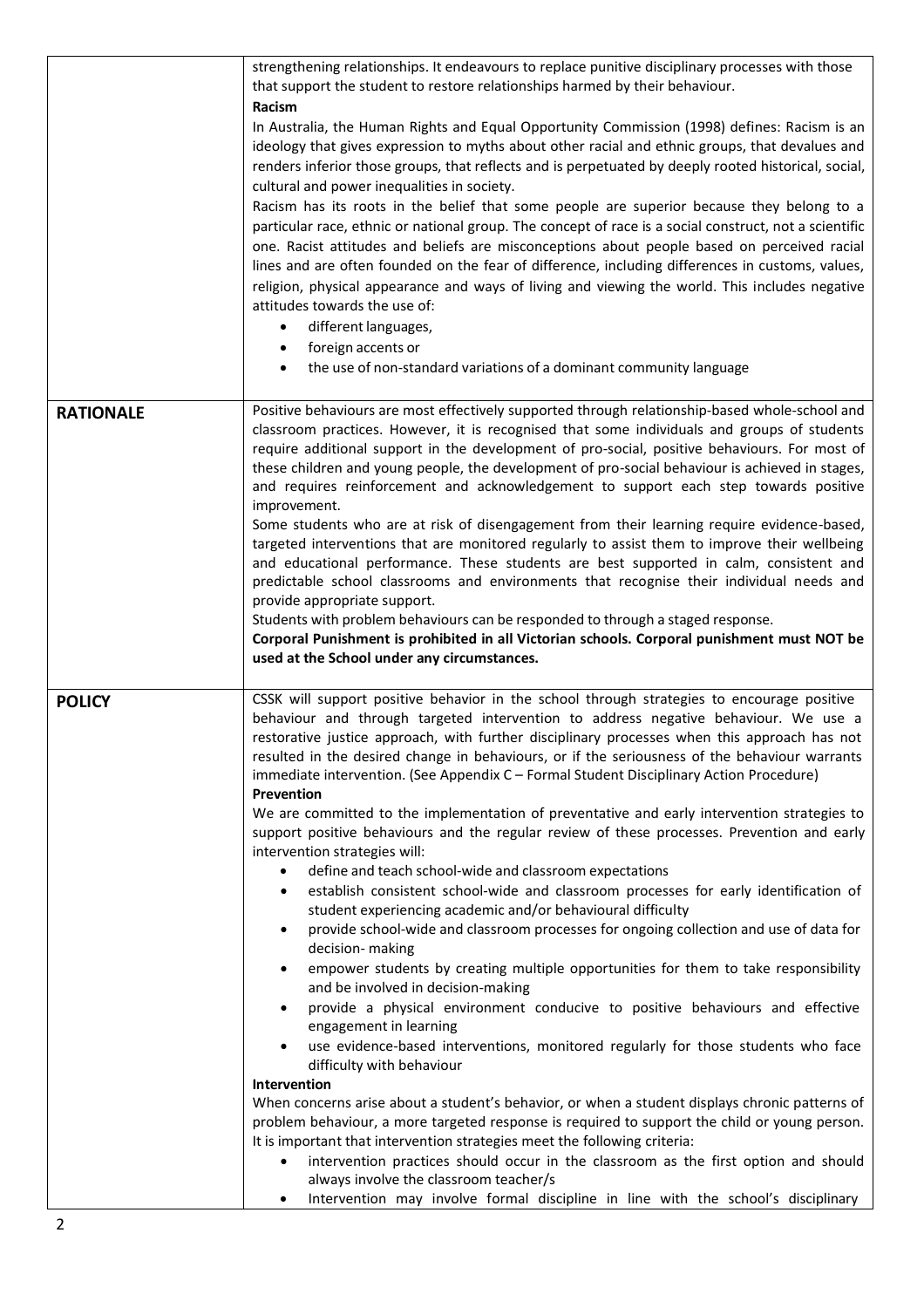strengthening relationships. It endeavours to replace punitive disciplinary processes with those that support the student to restore relationships harmed by their behaviour.

**Racism**

In Australia, the Human Rights and Equal Opportunity Commission (1998) defines: Racism is an ideology that gives expression to myths about other racial and ethnic groups, that devalues and renders inferior those groups, that reflects and is perpetuated by deeply rooted historical, social, cultural and power inequalities in society.

Racism has its roots in the belief that some people are superior because they belong to a particular race, ethnic or national group. The concept of race is a social construct, not a scientific one. Racist attitudes and beliefs are misconceptions about people based on perceived racial lines and are often founded on the fear of difference, including differences in customs, values, religion, physical appearance and ways of living and viewing the world. This includes negative attitudes towards the use of:

- different languages,
- foreign accents or
- the use of non-standard variations of a dominant community language

## RATIONALE

Positive behaviours are most effectively supported through relationship-based whole-school and classroom practices. However, it is recognised that some individuals and groups of students require additional support in the development of pro-social, positive behaviours. For most of these children and young people, the development of pro-social behaviour is achieved in stages, and requires reinforcement and acknowledgement to support each step towards positive improvement.

Some students who are at risk of disengagement from their learning require evidence-based, targeted interventions that are monitored regularly to assist them to improve their wellbeing and educational performance. These students are best supported in calm, consistent and predictable school classrooms and environments that recognise their individual needs and provide appropriate support.

Students with problem behaviours can be responded to through a staged response.

**Corporal Punishment is prohibited in all Victorian schools. Corporal punishment must NOT be used at the School under any circumstances.**

## POLICY

CSSK will support positive behavior in the school through strategies to encourage positive behaviour and through targeted intervention to address negative behaviour. We use a restorative justice approach, with further disciplinary processes when this approach has not resulted in the desired change in behaviours, or if the seriousness of the behaviour warrants immediate intervention. (See Appendix C – Formal Student Disciplinary Action Procedure)

**Prevention**

We are committed to the implementation of preventative and early intervention strategies to support positive behaviours and the regular review of these processes. Prevention and early intervention strategies will:

- define and teach school-wide and classroom expectations
- establish consistent school-wide and classroom processes for early identification of student experiencing academic and/or behavioural difficulty
- provide school-wide and classroom processes for ongoing collection and use of data for decision- making
- empower students by creating multiple opportunities for them to take responsibility and be involved in decision-making
- provide a physical environment conducive to positive behaviours and effective engagement in learning
- use evidence-based interventions, monitored regularly for those students who face difficulty with behaviour

**Intervention**

When concerns arise about a student's behavior, or when a student displays chronic patterns of problem behaviour, a more targeted response is required to support the child or young person. It is important that intervention strategies meet the following criteria:

- intervention practices should occur in the classroom as the first option and should always involve the classroom teacher/s
- Intervention may involve formal discipline in line with the school's disciplinary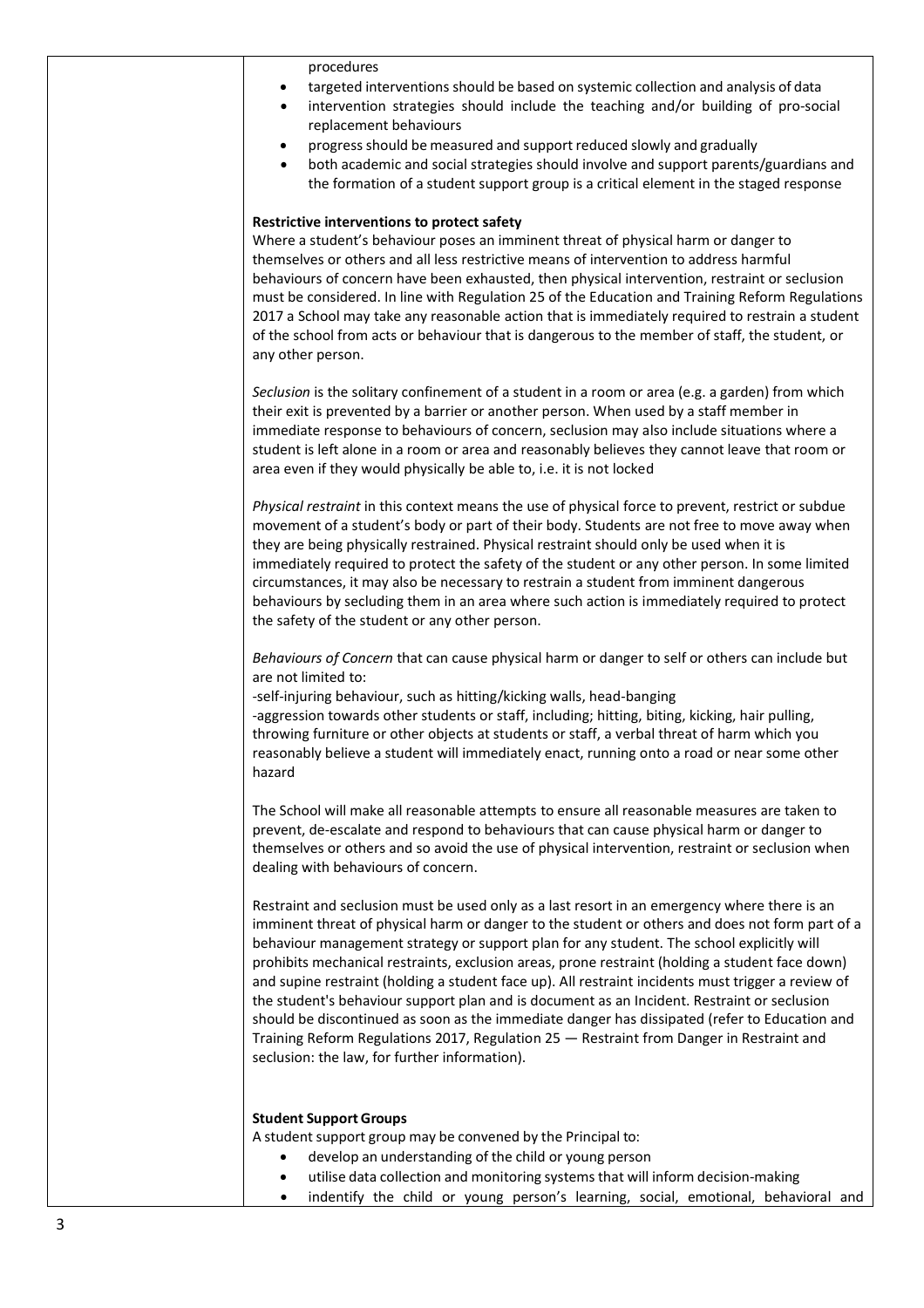procedures

- targeted interventions should be based on systemic collection and analysis of data
- intervention strategies should include the teaching and/or building of pro-social replacement behaviours
- progress should be measured and support reduced slowly and gradually
- both academic and social strategies should involve and support parents/guardians and the formation of a student support group is a critical element in the staged response

**Restrictive interventions to protect safety**

Where a student's behaviour poses an imminent threat of physical harm or danger to themselves or others and all less restrictive means of intervention to address harmful behaviours of concern have been exhausted, then physical intervention, restraint or seclusion must be considered. In line with Regulation 25 of the Education and Training Reform Regulations 2017 a School may take any reasonable action that is immediately required to restrain a student of the school from acts or behaviour that is dangerous to the member of staff, the student, or any other person.

*Seclusion* is the solitary confinement of a student in a room or area (e.g. a garden) from which their exit is prevented by a barrier or another person. When used by a staff member in immediate response to behaviours of concern, seclusion may also include situations where a student is left alone in a room or area and reasonably believes they cannot leave that room or area even if they would physically be able to, i.e. it is not locked

*Physical restraint* in this context means the use of physical force to prevent, restrict or subdue movement of a student's body or part of their body. Students are not free to move away when they are being physically restrained. Physical restraint should only be used when it is immediately required to protect the safety of the student or any other person. In some limited circumstances, it may also be necessary to restrain a student from imminent dangerous behaviours by secluding them in an area where such action is immediately required to protect the safety of the student or any other person.

*Behaviours of Concern* that can cause physical harm or danger to self or others can include but are not limited to:
-self-injuring behaviour, such as hitting/kicking walls, head-banging
-aggression towards other students or staff, including; hitting, biting, kicking, hair pulling, throwing furniture or other objects at students or staff, a verbal threat of harm which you reasonably believe a student will immediately enact, running onto a road or near some other hazard

The School will make all reasonable attempts to ensure all reasonable measures are taken to prevent, de-escalate and respond to behaviours that can cause physical harm or danger to themselves or others and so avoid the use of physical intervention, restraint or seclusion when dealing with behaviours of concern.

Restraint and seclusion must be used only as a last resort in an emergency where there is an imminent threat of physical harm or danger to the student or others and does not form part of a behaviour management strategy or support plan for any student. The school explicitly will prohibits mechanical restraints, exclusion areas, prone restraint (holding a student face down) and supine restraint (holding a student face up). All restraint incidents must trigger a review of the student's behaviour support plan and is document as an Incident. Restraint or seclusion should be discontinued as soon as the immediate danger has dissipated (refer to Education and Training Reform Regulations 2017, Regulation 25 — Restraint from Danger in Restraint and seclusion: the law, for further information).

**Student Support Groups**

A student support group may be convened by the Principal to:

- develop an understanding of the child or young person
- utilise data collection and monitoring systems that will inform decision-making
- indentify the child or young person's learning, social, emotional, behavioral and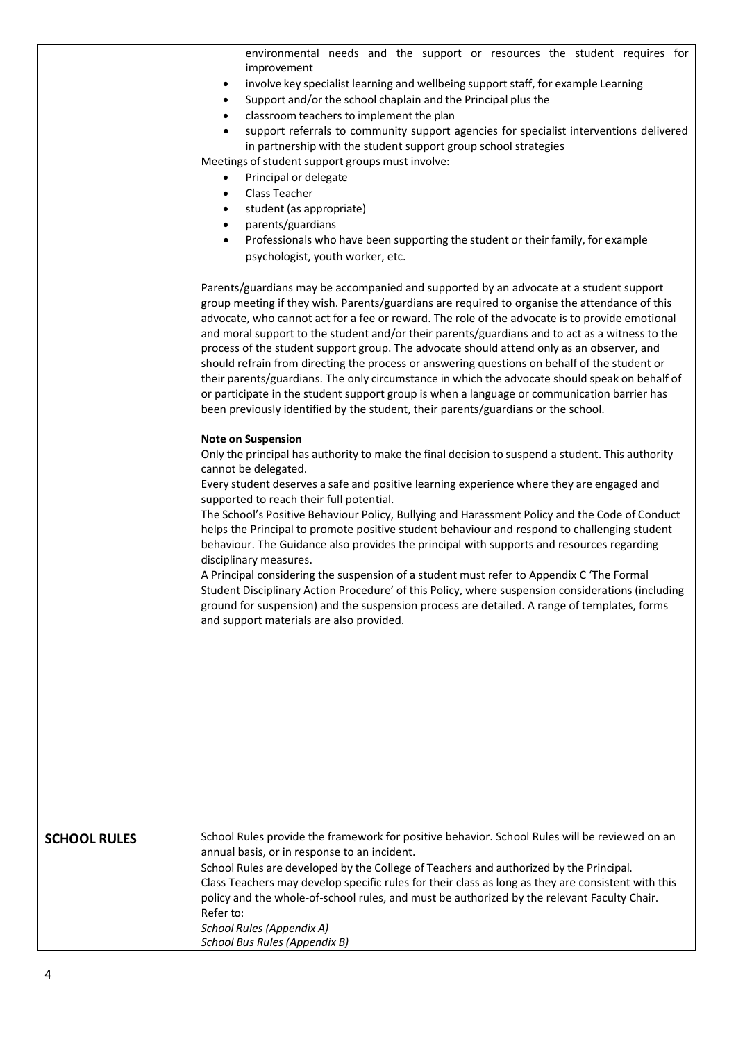environmental needs and the support or resources the student requires for improvement

- involve key specialist learning and wellbeing support staff, for example Learning
- Support and/or the school chaplain and the Principal plus the
- classroom teachers to implement the plan
- support referrals to community support agencies for specialist interventions delivered in partnership with the student support group school strategies

Meetings of student support groups must involve:

- Principal or delegate
- Class Teacher
- student (as appropriate)
- parents/guardians
- Professionals who have been supporting the student or their family, for example psychologist, youth worker, etc.

Parents/guardians may be accompanied and supported by an advocate at a student support group meeting if they wish. Parents/guardians are required to organise the attendance of this advocate, who cannot act for a fee or reward. The role of the advocate is to provide emotional and moral support to the student and/or their parents/guardians and to act as a witness to the process of the student support group. The advocate should attend only as an observer, and should refrain from directing the process or answering questions on behalf of the student or their parents/guardians. The only circumstance in which the advocate should speak on behalf of or participate in the student support group is when a language or communication barrier has been previously identified by the student, their parents/guardians or the school.

**Note on Suspension**

Only the principal has authority to make the final decision to suspend a student. This authority cannot be delegated.

Every student deserves a safe and positive learning experience where they are engaged and supported to reach their full potential.

The School's Positive Behaviour Policy, Bullying and Harassment Policy and the Code of Conduct helps the Principal to promote positive student behaviour and respond to challenging student behaviour. The Guidance also provides the principal with supports and resources regarding disciplinary measures.

A Principal considering the suspension of a student must refer to Appendix C 'The Formal Student Disciplinary Action Procedure' of this Policy, where suspension considerations (including ground for suspension) and the suspension process are detailed. A range of templates, forms and support materials are also provided.

## SCHOOL RULES

School Rules provide the framework for positive behavior. School Rules will be reviewed on an annual basis, or in response to an incident.

School Rules are developed by the College of Teachers and authorized by the Principal.

Class Teachers may develop specific rules for their class as long as they are consistent with this policy and the whole-of-school rules, and must be authorized by the relevant Faculty Chair.

Refer to:

*School Rules (Appendix A)*

*School Bus Rules (Appendix B)*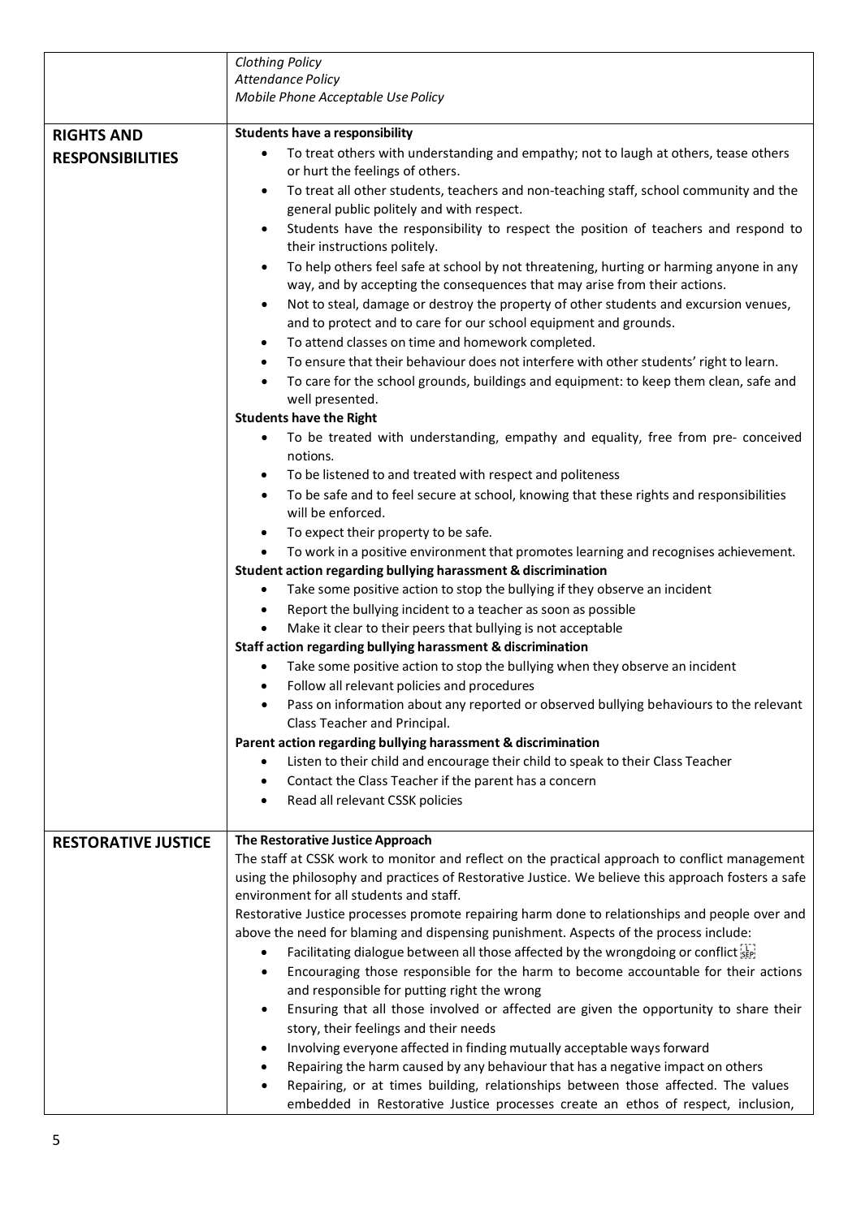| | |
|---|---|
| | *Clothing Policy*<br>*Attendance Policy*<br>*Mobile Phone Acceptable Use Policy* |
| **RIGHTS AND RESPONSIBILITIES** | **Students have a responsibility**<br>• To treat others with understanding and empathy; not to laugh at others, tease others or hurt the feelings of others.<br>• To treat all other students, teachers and non-teaching staff, school community and the general public politely and with respect.<br>• Students have the responsibility to respect the position of teachers and respond to their instructions politely.<br>• To help others feel safe at school by not threatening, hurting or harming anyone in any way, and by accepting the consequences that may arise from their actions.<br>• Not to steal, damage or destroy the property of other students and excursion venues, and to protect and to care for our school equipment and grounds.<br>• To attend classes on time and homework completed.<br>• To ensure that their behaviour does not interfere with other students' right to learn.<br>• To care for the school grounds, buildings and equipment: to keep them clean, safe and well presented.<br>**Students have the Right**<br>• To be treated with understanding, empathy and equality, free from pre- conceived notions.<br>• To be listened to and treated with respect and politeness<br>• To be safe and to feel secure at school, knowing that these rights and responsibilities will be enforced.<br>• To expect their property to be safe.<br>• To work in a positive environment that promotes learning and recognises achievement.<br>**Student action regarding bullying harassment & discrimination**<br>• Take some positive action to stop the bullying if they observe an incident<br>• Report the bullying incident to a teacher as soon as possible<br>• Make it clear to their peers that bullying is not acceptable<br>**Staff action regarding bullying harassment & discrimination**<br>• Take some positive action to stop the bullying when they observe an incident<br>• Follow all relevant policies and procedures<br>• Pass on information about any reported or observed bullying behaviours to the relevant Class Teacher and Principal.<br>**Parent action regarding bullying harassment & discrimination**<br>• Listen to their child and encourage their child to speak to their Class Teacher<br>• Contact the Class Teacher if the parent has a concern<br>• Read all relevant CSSK policies |
| **RESTORATIVE JUSTICE** | **The Restorative Justice Approach**<br>The staff at CSSK work to monitor and reflect on the practical approach to conflict management using the philosophy and practices of Restorative Justice. We believe this approach fosters a safe environment for all students and staff.<br>Restorative Justice processes promote repairing harm done to relationships and people over and above the need for blaming and dispensing punishment. Aspects of the process include:<br>• Facilitating dialogue between all those affected by the wrongdoing or conflict<br>• Encouraging those responsible for the harm to become accountable for their actions and responsible for putting right the wrong<br>• Ensuring that all those involved or affected are given the opportunity to share their story, their feelings and their needs<br>• Involving everyone affected in finding mutually acceptable ways forward<br>• Repairing the harm caused by any behaviour that has a negative impact on others<br>• Repairing, or at times building, relationships between those affected. The values embedded in Restorative Justice processes create an ethos of respect, inclusion, |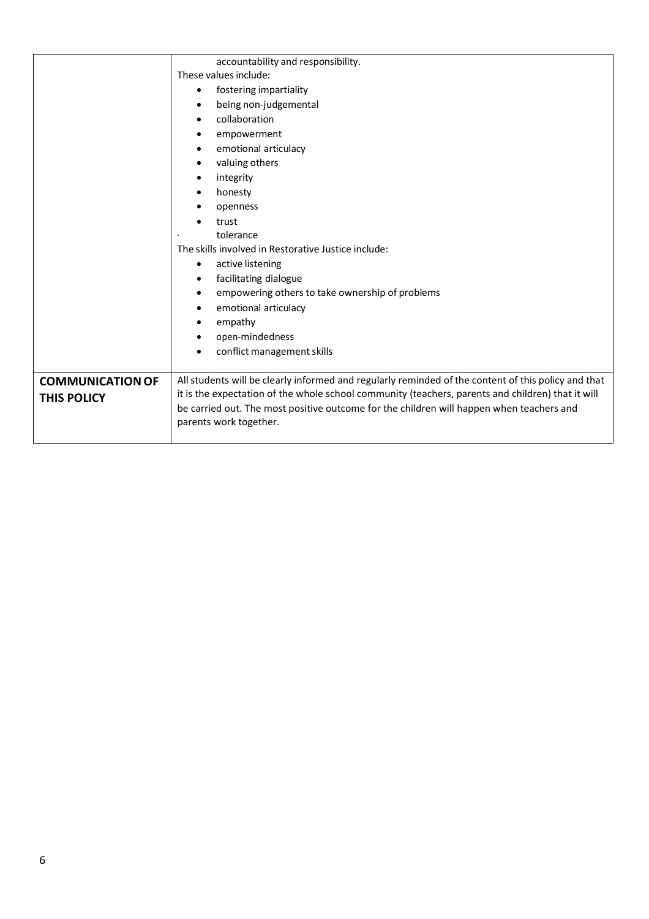| | |
|---|---|
| | accountability and responsibility.<br>These values include:<br>• fostering impartiality<br>• being non-judgemental<br>• collaboration<br>• empowerment<br>• emotional articulacy<br>• valuing others<br>• integrity<br>• honesty<br>• openness<br>• trust<br>· tolerance<br>The skills involved in Restorative Justice include:<br>• active listening<br>• facilitating dialogue<br>• empowering others to take ownership of problems<br>• emotional articulacy<br>• empathy<br>• open-mindedness<br>• conflict management skills |
| **COMMUNICATION OF THIS POLICY** | All students will be clearly informed and regularly reminded of the content of this policy and that it is the expectation of the whole school community (teachers, parents and children) that it will be carried out. The most positive outcome for the children will happen when teachers and parents work together. |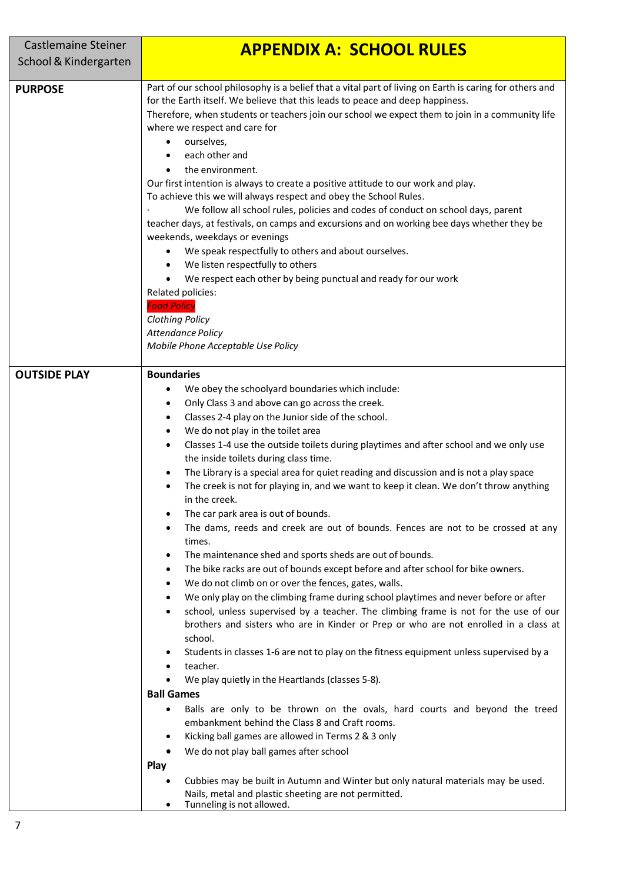| Castlemaine Steiner School & Kindergarten | **APPENDIX A: SCHOOL RULES** |
|---|---|
| **PURPOSE** | Part of our school philosophy is a belief that a vital part of living on Earth is caring for others and for the Earth itself. We believe that this leads to peace and deep happiness.<br>Therefore, when students or teachers join our school we expect them to join in a community life where we respect and care for<br>• ourselves,<br>• each other and<br>• the environment.<br>Our first intention is always to create a positive attitude to our work and play.<br>To achieve this we will always respect and obey the School Rules.<br>· We follow all school rules, policies and codes of conduct on school days, parent teacher days, at festivals, on camps and excursions and on working bee days whether they be weekends, weekdays or evenings<br>• We speak respectfully to others and about ourselves.<br>• We listen respectfully to others<br>• We respect each other by being punctual and ready for our work<br>Related policies:<br>*Food Policy*<br>*Clothing Policy*<br>*Attendance Policy*<br>*Mobile Phone Acceptable Use Policy* |
| **OUTSIDE PLAY** | **Boundaries**<br>• We obey the schoolyard boundaries which include:<br>• Only Class 3 and above can go across the creek.<br>• Classes 2-4 play on the Junior side of the school.<br>• We do not play in the toilet area<br>• Classes 1-4 use the outside toilets during playtimes and after school and we only use the inside toilets during class time.<br>• The Library is a special area for quiet reading and discussion and is not a play space<br>• The creek is not for playing in, and we want to keep it clean. We don't throw anything in the creek.<br>• The car park area is out of bounds.<br>• The dams, reeds and creek are out of bounds. Fences are not to be crossed at any times.<br>• The maintenance shed and sports sheds are out of bounds.<br>• The bike racks are out of bounds except before and after school for bike owners.<br>• We do not climb on or over the fences, gates, walls.<br>• We only play on the climbing frame during school playtimes and never before or after<br>• school, unless supervised by a teacher. The climbing frame is not for the use of our brothers and sisters who are in Kinder or Prep or who are not enrolled in a class at school.<br>• Students in classes 1-6 are not to play on the fitness equipment unless supervised by a<br>• teacher.<br>• We play quietly in the Heartlands (classes 5-8).<br>**Ball Games**<br>• Balls are only to be thrown on the ovals, hard courts and beyond the treed embankment behind the Class 8 and Craft rooms.<br>• Kicking ball games are allowed in Terms 2 & 3 only<br>• We do not play ball games after school<br>**Play**<br>• Cubbies may be built in Autumn and Winter but only natural materials may be used. Nails, metal and plastic sheeting are not permitted.<br>• Tunneling is not allowed. |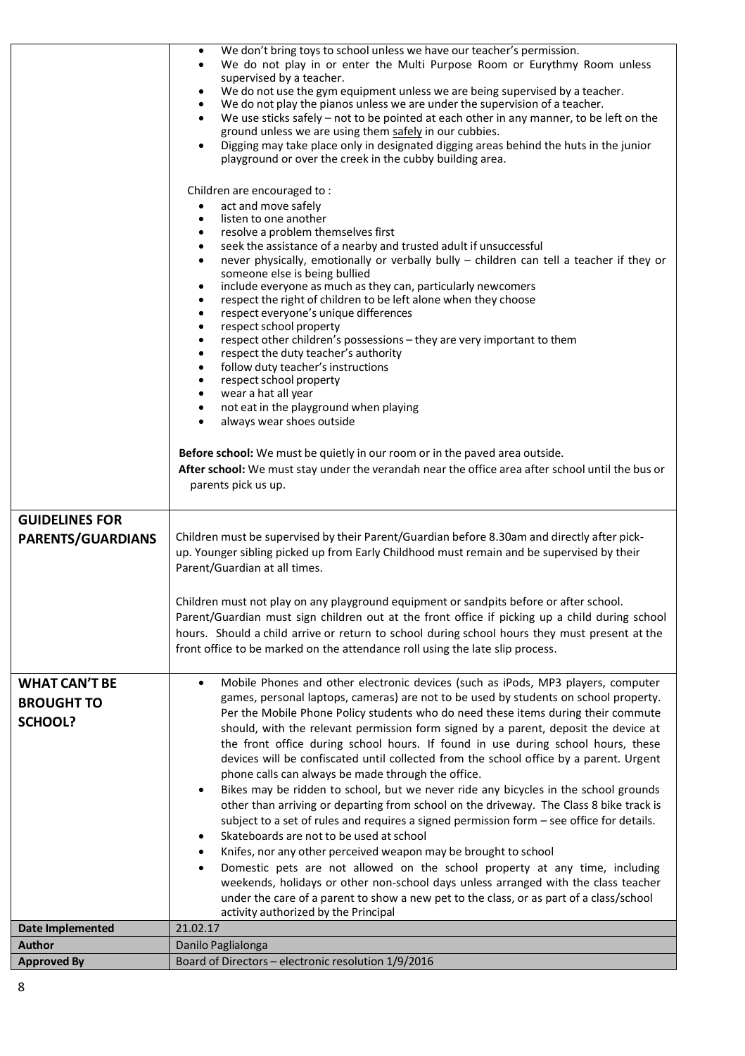|  |  |
| --- | --- |
|  | • We don't bring toys to school unless we have our teacher's permission.<br>• We do not play in or enter the Multi Purpose Room or Eurythmy Room unless supervised by a teacher.<br>• We do not use the gym equipment unless we are being supervised by a teacher.<br>• We do not play the pianos unless we are under the supervision of a teacher.<br>• We use sticks safely – not to be pointed at each other in any manner, to be left on the ground unless we are using them safely in our cubbies.<br>• Digging may take place only in designated digging areas behind the huts in the junior playground or over the creek in the cubby building area.<br><br>Children are encouraged to :<br>• act and move safely<br>• listen to one another<br>• resolve a problem themselves first<br>• seek the assistance of a nearby and trusted adult if unsuccessful<br>• never physically, emotionally or verbally bully – children can tell a teacher if they or someone else is being bullied<br>• include everyone as much as they can, particularly newcomers<br>• respect the right of children to be left alone when they choose<br>• respect everyone's unique differences<br>• respect school property<br>• respect other children's possessions – they are very important to them<br>• respect the duty teacher's authority<br>• follow duty teacher's instructions<br>• respect school property<br>• wear a hat all year<br>• not eat in the playground when playing<br>• always wear shoes outside<br><br>**Before school:** We must be quietly in our room or in the paved area outside.<br>**After school:** We must stay under the verandah near the office area after school until the bus or parents pick us up. |
| **GUIDELINES FOR PARENTS/GUARDIANS** | Children must be supervised by their Parent/Guardian before 8.30am and directly after pick-up. Younger sibling picked up from Early Childhood must remain and be supervised by their Parent/Guardian at all times.<br><br>Children must not play on any playground equipment or sandpits before or after school. Parent/Guardian must sign children out at the front office if picking up a child during school hours. Should a child arrive or return to school during school hours they must present at the front office to be marked on the attendance roll using the late slip process. |
| **WHAT CAN'T BE BROUGHT TO SCHOOL?** | • Mobile Phones and other electronic devices (such as iPods, MP3 players, computer games, personal laptops, cameras) are not to be used by students on school property. Per the Mobile Phone Policy students who do need these items during their commute should, with the relevant permission form signed by a parent, deposit the device at the front office during school hours. If found in use during school hours, these devices will be confiscated until collected from the school office by a parent. Urgent phone calls can always be made through the office.<br>• Bikes may be ridden to school, but we never ride any bicycles in the school grounds other than arriving or departing from school on the driveway. The Class 8 bike track is subject to a set of rules and requires a signed permission form – see office for details.<br>• Skateboards are not to be used at school<br>• Knifes, nor any other perceived weapon may be brought to school<br>• Domestic pets are not allowed on the school property at any time, including weekends, holidays or other non-school days unless arranged with the class teacher under the care of a parent to show a new pet to the class, or as part of a class/school activity authorized by the Principal |
| **Date Implemented** | 21.02.17 |
| **Author** | Danilo Paglialonga |
| **Approved By** | Board of Directors – electronic resolution 1/9/2016 |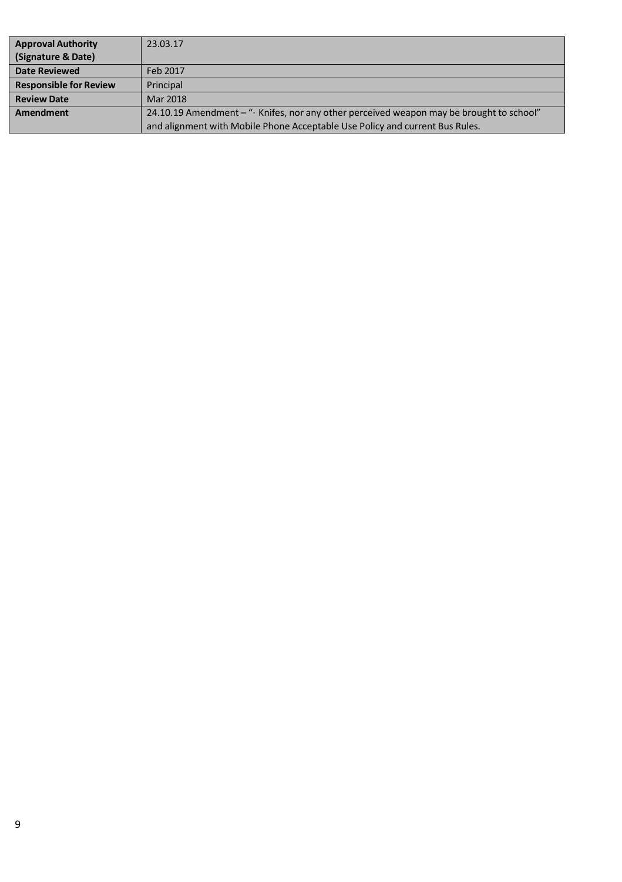| **Approval Authority (Signature & Date)** | 23.03.17 |
| --- | --- |
| **Date Reviewed** | Feb 2017 |
| **Responsible for Review** | Principal |
| **Review Date** | Mar 2018 |
| **Amendment** | 24.10.19 Amendment – "· Knifes, nor any other perceived weapon may be brought to school" and alignment with Mobile Phone Acceptable Use Policy and current Bus Rules. |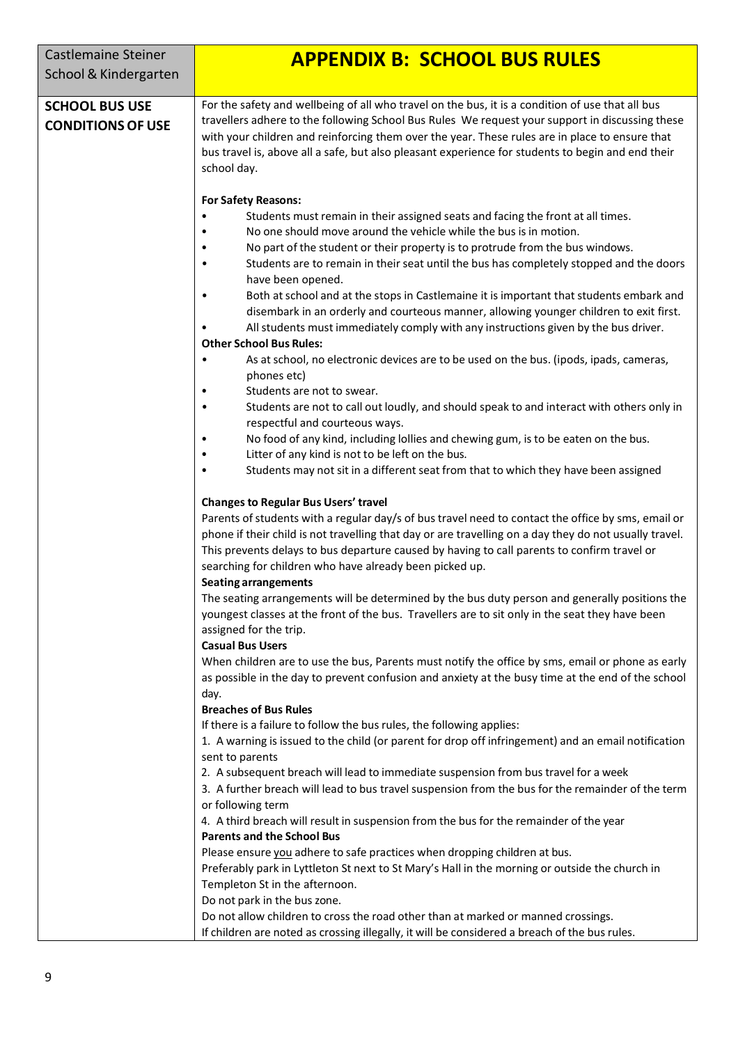| Castlemaine Steiner School & Kindergarten | **APPENDIX B: SCHOOL BUS RULES** |
|---|---|

## SCHOOL BUS USE CONDITIONS OF USE

For the safety and wellbeing of all who travel on the bus, it is a condition of use that all bus travellers adhere to the following School Bus Rules We request your support in discussing these with your children and reinforcing them over the year. These rules are in place to ensure that bus travel is, above all a safe, but also pleasant experience for students to begin and end their school day.

**For Safety Reasons:**

- Students must remain in their assigned seats and facing the front at all times.
- No one should move around the vehicle while the bus is in motion.
- No part of the student or their property is to protrude from the bus windows.
- Students are to remain in their seat until the bus has completely stopped and the doors have been opened.
- Both at school and at the stops in Castlemaine it is important that students embark and disembark in an orderly and courteous manner, allowing younger children to exit first.
- All students must immediately comply with any instructions given by the bus driver.

**Other School Bus Rules:**

- As at school, no electronic devices are to be used on the bus. (ipods, ipads, cameras, phones etc)
- Students are not to swear.
- Students are not to call out loudly, and should speak to and interact with others only in respectful and courteous ways.
- No food of any kind, including lollies and chewing gum, is to be eaten on the bus.
- Litter of any kind is not to be left on the bus.
- Students may not sit in a different seat from that to which they have been assigned

**Changes to Regular Bus Users' travel**

Parents of students with a regular day/s of bus travel need to contact the office by sms, email or phone if their child is not travelling that day or are travelling on a day they do not usually travel. This prevents delays to bus departure caused by having to call parents to confirm travel or searching for children who have already been picked up.

**Seating arrangements**

The seating arrangements will be determined by the bus duty person and generally positions the youngest classes at the front of the bus. Travellers are to sit only in the seat they have been assigned for the trip.

**Casual Bus Users**

When children are to use the bus, Parents must notify the office by sms, email or phone as early as possible in the day to prevent confusion and anxiety at the busy time at the end of the school day.

**Breaches of Bus Rules**

If there is a failure to follow the bus rules, the following applies:

1. A warning is issued to the child (or parent for drop off infringement) and an email notification sent to parents
2. A subsequent breach will lead to immediate suspension from bus travel for a week
3. A further breach will lead to bus travel suspension from the bus for the remainder of the term or following term
4. A third breach will result in suspension from the bus for the remainder of the year

**Parents and the School Bus**

Please ensure <u>you</u> adhere to safe practices when dropping children at bus.

Preferably park in Lyttleton St next to St Mary's Hall in the morning or outside the church in Templeton St in the afternoon.

Do not park in the bus zone.

Do not allow children to cross the road other than at marked or manned crossings.

If children are noted as crossing illegally, it will be considered a breach of the bus rules.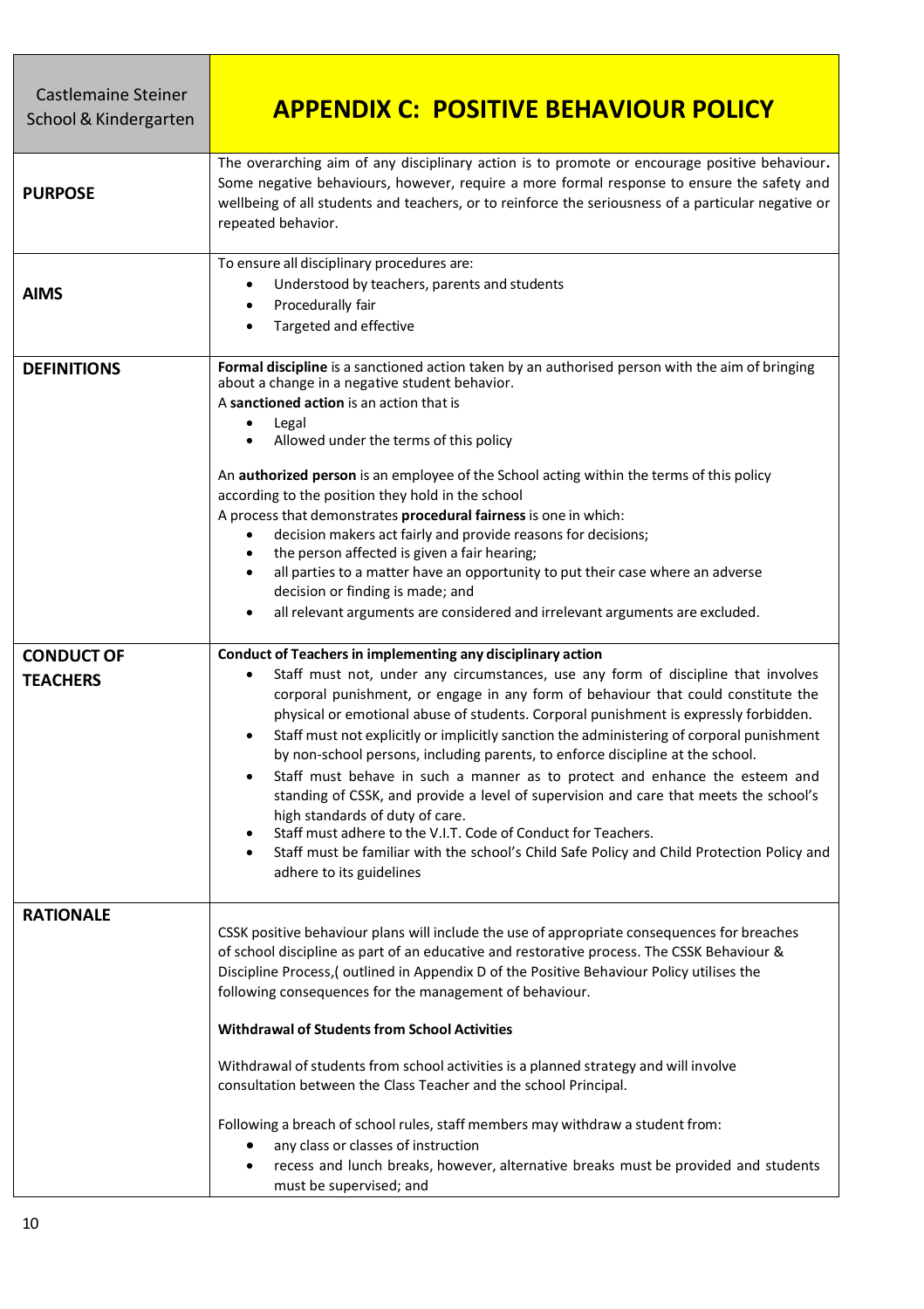| Castlemaine Steiner School & Kindergarten | **APPENDIX C: POSITIVE BEHAVIOUR POLICY** |
|---|---|
| **PURPOSE** | The overarching aim of any disciplinary action is to promote or encourage positive behaviour**.** Some negative behaviours, however, require a more formal response to ensure the safety and wellbeing of all students and teachers, or to reinforce the seriousness of a particular negative or repeated behavior. |
| **AIMS** | To ensure all disciplinary procedures are:<br>• Understood by teachers, parents and students<br>• Procedurally fair<br>• Targeted and effective |
| **DEFINITIONS** | **Formal discipline** is a sanctioned action taken by an authorised person with the aim of bringing about a change in a negative student behavior.<br>A **sanctioned action** is an action that is<br>• Legal<br>• Allowed under the terms of this policy<br><br>An **authorized person** is an employee of the School acting within the terms of this policy according to the position they hold in the school<br>A process that demonstrates **procedural fairness** is one in which:<br>• decision makers act fairly and provide reasons for decisions;<br>• the person affected is given a fair hearing;<br>• all parties to a matter have an opportunity to put their case where an adverse decision or finding is made; and<br>• all relevant arguments are considered and irrelevant arguments are excluded. |
| **CONDUCT OF TEACHERS** | **Conduct of Teachers in implementing any disciplinary action**<br>• Staff must not, under any circumstances, use any form of discipline that involves corporal punishment, or engage in any form of behaviour that could constitute the physical or emotional abuse of students. Corporal punishment is expressly forbidden.<br>• Staff must not explicitly or implicitly sanction the administering of corporal punishment by non-school persons, including parents, to enforce discipline at the school.<br>• Staff must behave in such a manner as to protect and enhance the esteem and standing of CSSK, and provide a level of supervision and care that meets the school's high standards of duty of care.<br>• Staff must adhere to the V.I.T. Code of Conduct for Teachers.<br>• Staff must be familiar with the school's Child Safe Policy and Child Protection Policy and adhere to its guidelines |
| **RATIONALE** | CSSK positive behaviour plans will include the use of appropriate consequences for breaches of school discipline as part of an educative and restorative process. The CSSK Behaviour & Discipline Process,( outlined in Appendix D of the Positive Behaviour Policy utilises the following consequences for the management of behaviour.<br><br>**Withdrawal of Students from School Activities**<br><br>Withdrawal of students from school activities is a planned strategy and will involve consultation between the Class Teacher and the school Principal.<br><br>Following a breach of school rules, staff members may withdraw a student from:<br>• any class or classes of instruction<br>• recess and lunch breaks, however, alternative breaks must be provided and students must be supervised; and |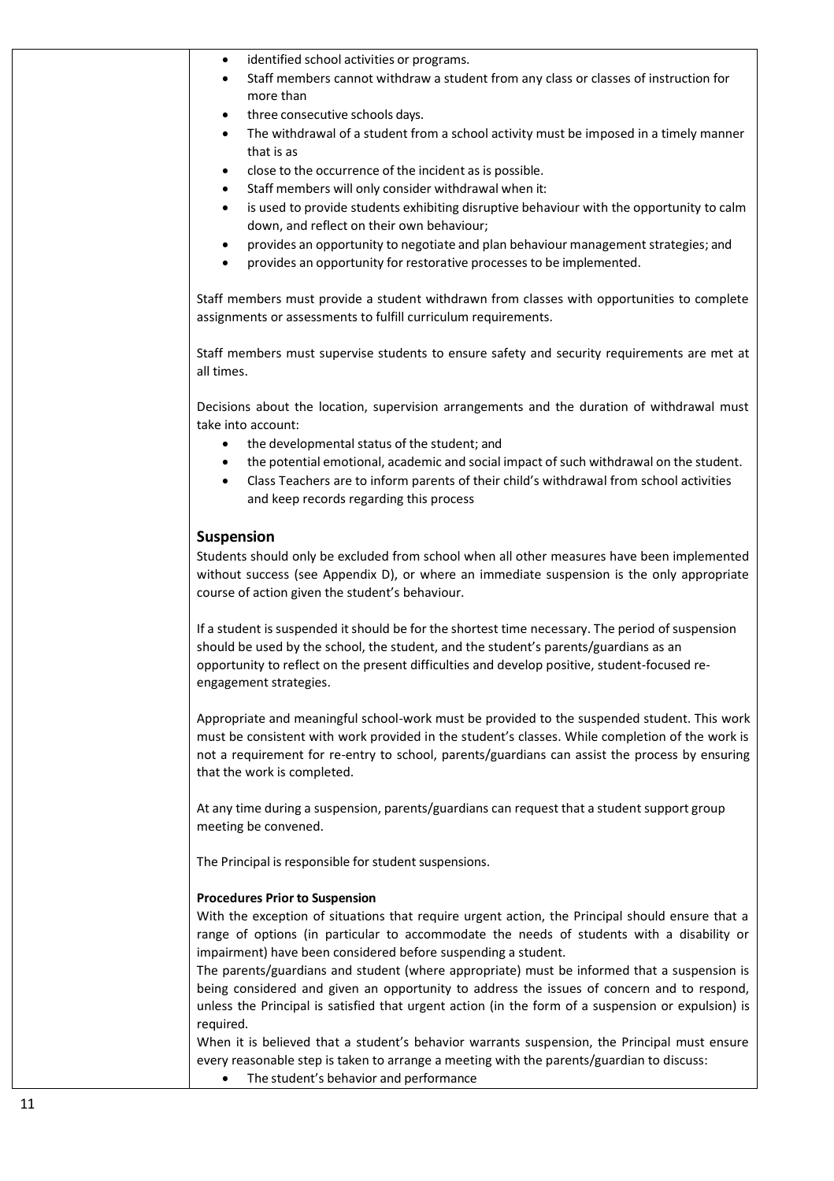- identified school activities or programs.
- Staff members cannot withdraw a student from any class or classes of instruction for more than
- three consecutive schools days.
- The withdrawal of a student from a school activity must be imposed in a timely manner that is as
- close to the occurrence of the incident as is possible.
- Staff members will only consider withdrawal when it:
- is used to provide students exhibiting disruptive behaviour with the opportunity to calm down, and reflect on their own behaviour;
- provides an opportunity to negotiate and plan behaviour management strategies; and
- provides an opportunity for restorative processes to be implemented.

Staff members must provide a student withdrawn from classes with opportunities to complete assignments or assessments to fulfill curriculum requirements.

Staff members must supervise students to ensure safety and security requirements are met at all times.

Decisions about the location, supervision arrangements and the duration of withdrawal must take into account:

- the developmental status of the student; and
- the potential emotional, academic and social impact of such withdrawal on the student.
- Class Teachers are to inform parents of their child's withdrawal from school activities and keep records regarding this process

## Suspension

Students should only be excluded from school when all other measures have been implemented without success (see Appendix D), or where an immediate suspension is the only appropriate course of action given the student's behaviour.

If a student is suspended it should be for the shortest time necessary. The period of suspension should be used by the school, the student, and the student's parents/guardians as an opportunity to reflect on the present difficulties and develop positive, student-focused re-engagement strategies.

Appropriate and meaningful school-work must be provided to the suspended student. This work must be consistent with work provided in the student's classes. While completion of the work is not a requirement for re-entry to school, parents/guardians can assist the process by ensuring that the work is completed.

At any time during a suspension, parents/guardians can request that a student support group meeting be convened.

The Principal is responsible for student suspensions.

**Procedures Prior to Suspension**

With the exception of situations that require urgent action, the Principal should ensure that a range of options (in particular to accommodate the needs of students with a disability or impairment) have been considered before suspending a student.

The parents/guardians and student (where appropriate) must be informed that a suspension is being considered and given an opportunity to address the issues of concern and to respond, unless the Principal is satisfied that urgent action (in the form of a suspension or expulsion) is required.

When it is believed that a student's behavior warrants suspension, the Principal must ensure every reasonable step is taken to arrange a meeting with the parents/guardian to discuss:

- The student's behavior and performance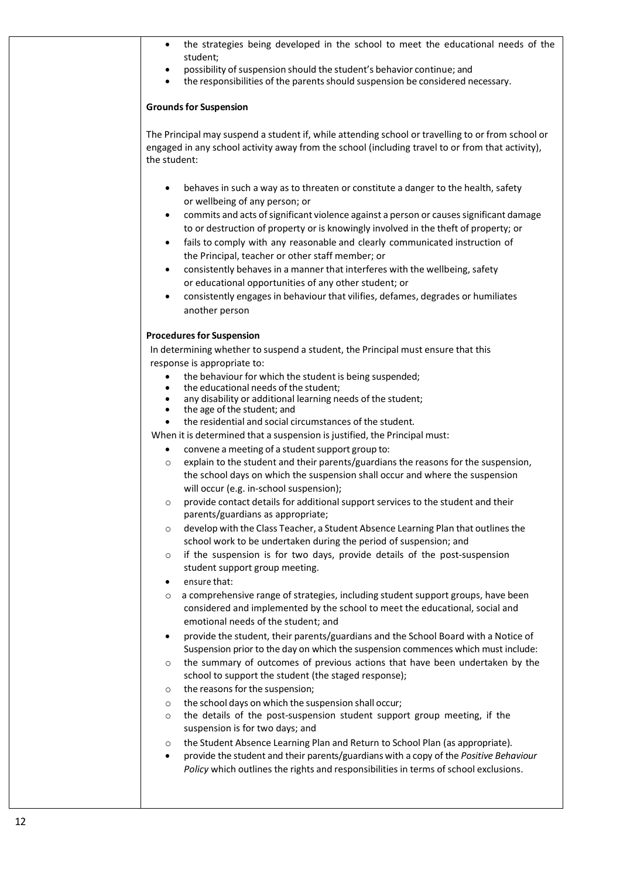- the strategies being developed in the school to meet the educational needs of the student;
- possibility of suspension should the student's behavior continue; and
- the responsibilities of the parents should suspension be considered necessary.

**Grounds for Suspension**

The Principal may suspend a student if, while attending school or travelling to or from school or engaged in any school activity away from the school (including travel to or from that activity), the student:

- behaves in such a way as to threaten or constitute a danger to the health, safety or wellbeing of any person; or
- commits and acts of significant violence against a person or causes significant damage to or destruction of property or is knowingly involved in the theft of property; or
- fails to comply with any reasonable and clearly communicated instruction of the Principal, teacher or other staff member; or
- consistently behaves in a manner that interferes with the wellbeing, safety or educational opportunities of any other student; or
- consistently engages in behaviour that vilifies, defames, degrades or humiliates another person

**Procedures for Suspension**

In determining whether to suspend a student, the Principal must ensure that this response is appropriate to:

- the behaviour for which the student is being suspended;
- the educational needs of the student;
- any disability or additional learning needs of the student;
- the age of the student; and
- the residential and social circumstances of the student.

When it is determined that a suspension is justified, the Principal must:

- convene a meeting of a student support group to:
  - explain to the student and their parents/guardians the reasons for the suspension, the school days on which the suspension shall occur and where the suspension will occur (e.g. in-school suspension);
  - provide contact details for additional support services to the student and their parents/guardians as appropriate;
  - develop with the Class Teacher, a Student Absence Learning Plan that outlines the school work to be undertaken during the period of suspension; and
  - if the suspension is for two days, provide details of the post-suspension student support group meeting.
- ensure that:
  - a comprehensive range of strategies, including student support groups, have been considered and implemented by the school to meet the educational, social and emotional needs of the student; and
- provide the student, their parents/guardians and the School Board with a Notice of Suspension prior to the day on which the suspension commences which must include:
  - the summary of outcomes of previous actions that have been undertaken by the school to support the student (the staged response);
  - the reasons for the suspension;
  - the school days on which the suspension shall occur;
  - the details of the post-suspension student support group meeting, if the suspension is for two days; and
  - the Student Absence Learning Plan and Return to School Plan (as appropriate).
- provide the student and their parents/guardians with a copy of the *Positive Behaviour Policy* which outlines the rights and responsibilities in terms of school exclusions.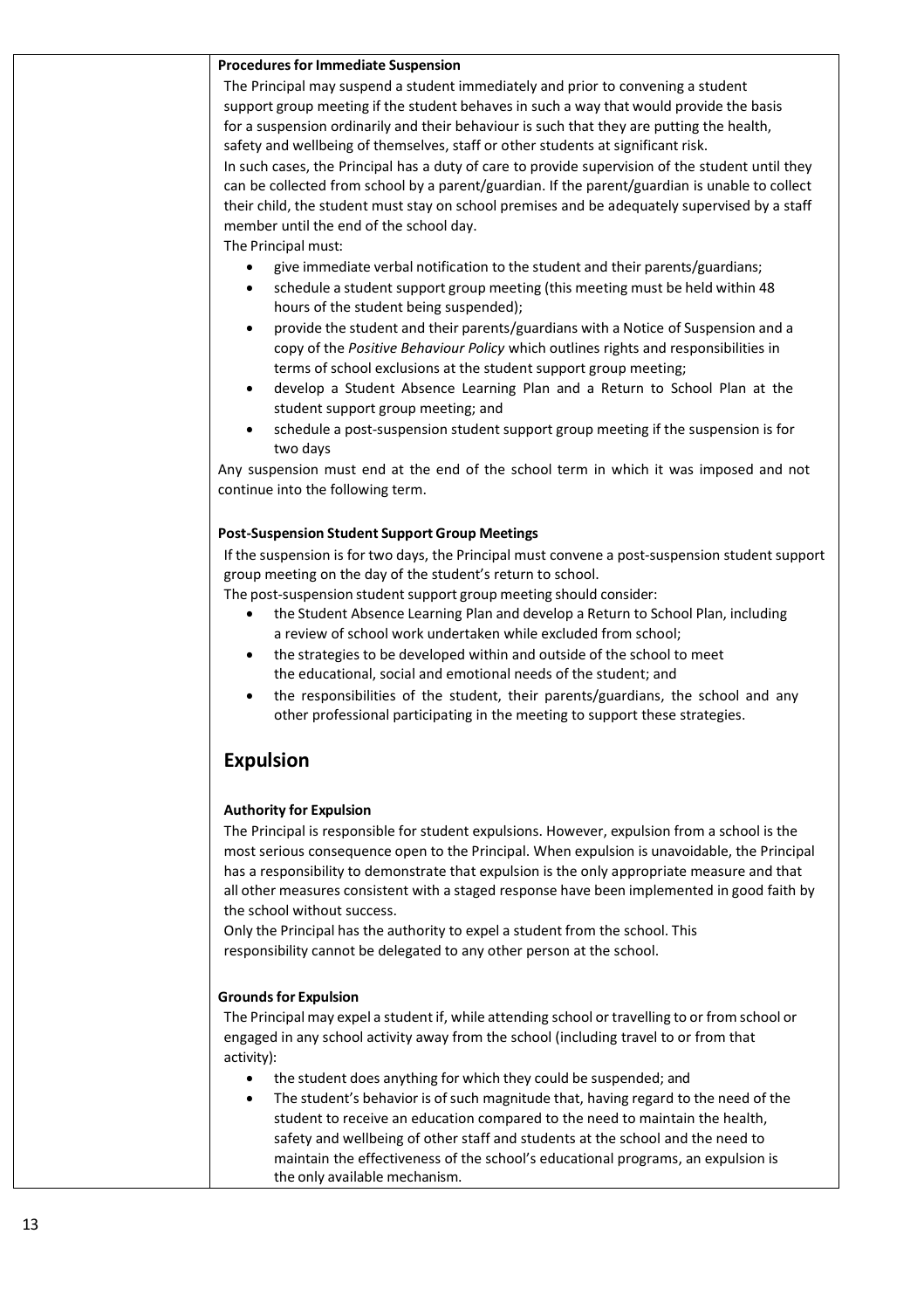**Procedures for Immediate Suspension**

The Principal may suspend a student immediately and prior to convening a student support group meeting if the student behaves in such a way that would provide the basis for a suspension ordinarily and their behaviour is such that they are putting the health, safety and wellbeing of themselves, staff or other students at significant risk.

In such cases, the Principal has a duty of care to provide supervision of the student until they can be collected from school by a parent/guardian. If the parent/guardian is unable to collect their child, the student must stay on school premises and be adequately supervised by a staff member until the end of the school day.

The Principal must:

- give immediate verbal notification to the student and their parents/guardians;
- schedule a student support group meeting (this meeting must be held within 48 hours of the student being suspended);
- provide the student and their parents/guardians with a Notice of Suspension and a copy of the *Positive Behaviour Policy* which outlines rights and responsibilities in terms of school exclusions at the student support group meeting;
- develop a Student Absence Learning Plan and a Return to School Plan at the student support group meeting; and
- schedule a post-suspension student support group meeting if the suspension is for two days

Any suspension must end at the end of the school term in which it was imposed and not continue into the following term.

**Post-Suspension Student Support Group Meetings**

If the suspension is for two days, the Principal must convene a post-suspension student support group meeting on the day of the student's return to school.

The post-suspension student support group meeting should consider:

- the Student Absence Learning Plan and develop a Return to School Plan, including a review of school work undertaken while excluded from school;
- the strategies to be developed within and outside of the school to meet the educational, social and emotional needs of the student; and
- the responsibilities of the student, their parents/guardians, the school and any other professional participating in the meeting to support these strategies.

## Expulsion

**Authority for Expulsion**

The Principal is responsible for student expulsions. However, expulsion from a school is the most serious consequence open to the Principal. When expulsion is unavoidable, the Principal has a responsibility to demonstrate that expulsion is the only appropriate measure and that all other measures consistent with a staged response have been implemented in good faith by the school without success.

Only the Principal has the authority to expel a student from the school. This responsibility cannot be delegated to any other person at the school.

**Grounds for Expulsion**

The Principal may expel a student if, while attending school or travelling to or from school or engaged in any school activity away from the school (including travel to or from that activity):

- the student does anything for which they could be suspended; and
- The student's behavior is of such magnitude that, having regard to the need of the student to receive an education compared to the need to maintain the health, safety and wellbeing of other staff and students at the school and the need to maintain the effectiveness of the school's educational programs, an expulsion is the only available mechanism.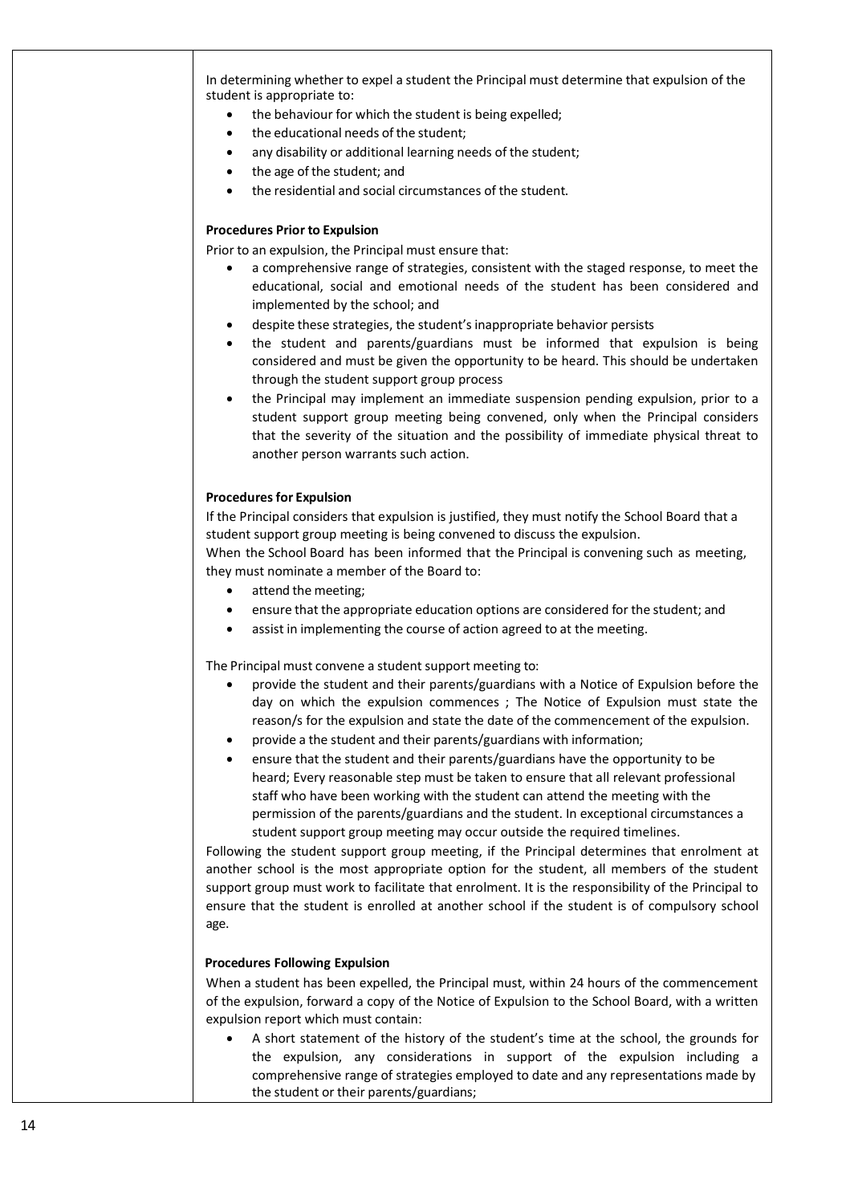In determining whether to expel a student the Principal must determine that expulsion of the student is appropriate to:

- the behaviour for which the student is being expelled;
- the educational needs of the student;
- any disability or additional learning needs of the student;
- the age of the student; and
- the residential and social circumstances of the student.

**Procedures Prior to Expulsion**

Prior to an expulsion, the Principal must ensure that:

- a comprehensive range of strategies, consistent with the staged response, to meet the educational, social and emotional needs of the student has been considered and implemented by the school; and
- despite these strategies, the student's inappropriate behavior persists
- the student and parents/guardians must be informed that expulsion is being considered and must be given the opportunity to be heard. This should be undertaken through the student support group process
- the Principal may implement an immediate suspension pending expulsion, prior to a student support group meeting being convened, only when the Principal considers that the severity of the situation and the possibility of immediate physical threat to another person warrants such action.

**Procedures for Expulsion**

If the Principal considers that expulsion is justified, they must notify the School Board that a student support group meeting is being convened to discuss the expulsion.
When the School Board has been informed that the Principal is convening such as meeting, they must nominate a member of the Board to:

- attend the meeting;
- ensure that the appropriate education options are considered for the student; and
- assist in implementing the course of action agreed to at the meeting.

The Principal must convene a student support meeting to:

- provide the student and their parents/guardians with a Notice of Expulsion before the day on which the expulsion commences ; The Notice of Expulsion must state the reason/s for the expulsion and state the date of the commencement of the expulsion.
- provide a the student and their parents/guardians with information;
- ensure that the student and their parents/guardians have the opportunity to be heard; Every reasonable step must be taken to ensure that all relevant professional staff who have been working with the student can attend the meeting with the permission of the parents/guardians and the student. In exceptional circumstances a student support group meeting may occur outside the required timelines.

Following the student support group meeting, if the Principal determines that enrolment at another school is the most appropriate option for the student, all members of the student support group must work to facilitate that enrolment. It is the responsibility of the Principal to ensure that the student is enrolled at another school if the student is of compulsory school age.

**Procedures Following Expulsion**

When a student has been expelled, the Principal must, within 24 hours of the commencement of the expulsion, forward a copy of the Notice of Expulsion to the School Board, with a written expulsion report which must contain:

- A short statement of the history of the student's time at the school, the grounds for the expulsion, any considerations in support of the expulsion including a comprehensive range of strategies employed to date and any representations made by the student or their parents/guardians;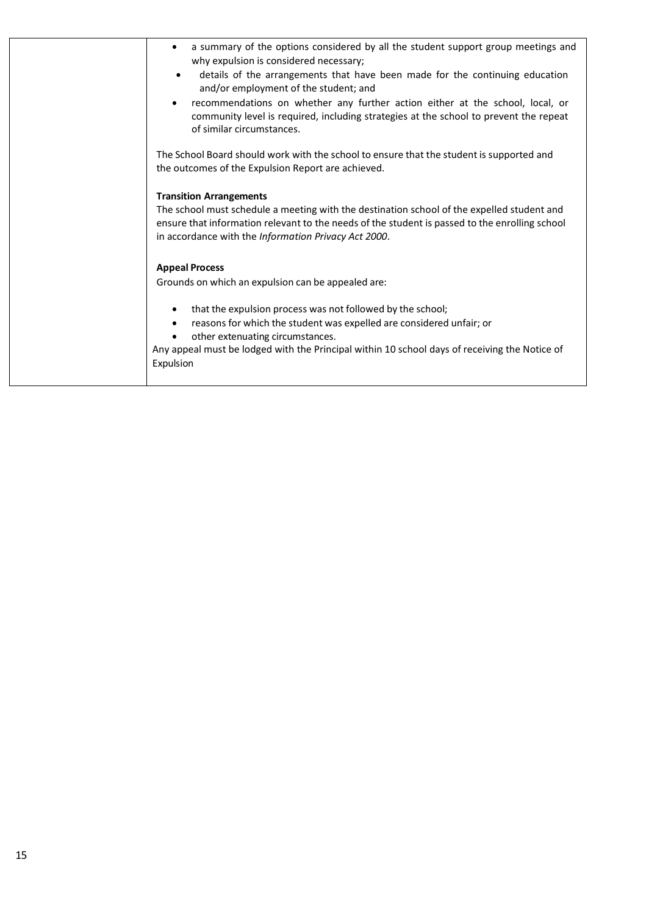| | |
|---|---|
| | • a summary of the options considered by all the student support group meetings and why expulsion is considered necessary;<br>• details of the arrangements that have been made for the continuing education and/or employment of the student; and<br>• recommendations on whether any further action either at the school, local, or community level is required, including strategies at the school to prevent the repeat of similar circumstances.<br><br>The School Board should work with the school to ensure that the student is supported and the outcomes of the Expulsion Report are achieved.<br><br>**Transition Arrangements**<br>The school must schedule a meeting with the destination school of the expelled student and ensure that information relevant to the needs of the student is passed to the enrolling school in accordance with the *Information Privacy Act 2000*.<br><br>**Appeal Process**<br>Grounds on which an expulsion can be appealed are:<br><br>• that the expulsion process was not followed by the school;<br>• reasons for which the student was expelled are considered unfair; or<br>• other extenuating circumstances.<br><br>Any appeal must be lodged with the Principal within 10 school days of receiving the Notice of Expulsion |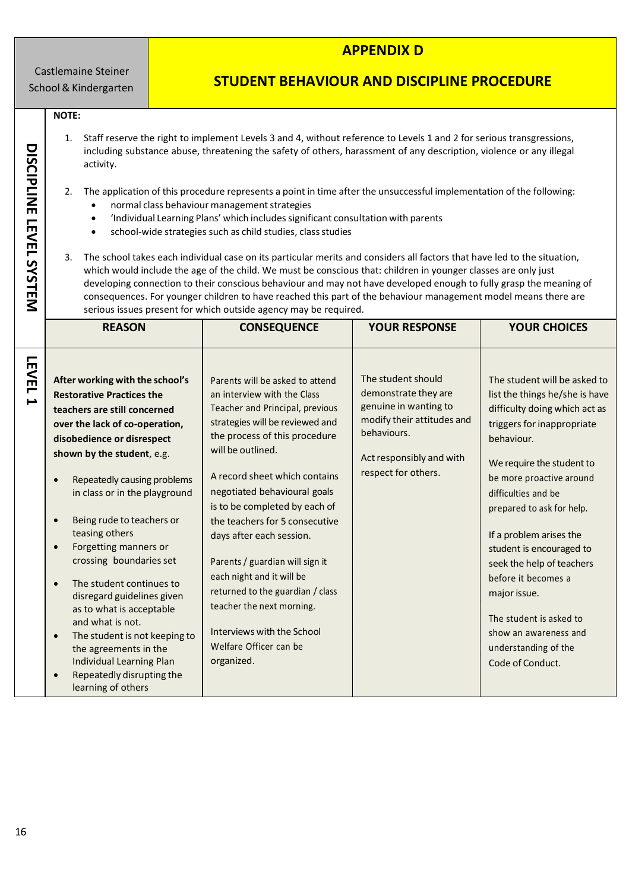Castlemaine Steiner School & Kindergarten

# APPENDIX D

## STUDENT BEHAVIOUR AND DISCIPLINE PROCEDURE

**DISCIPLINE LEVEL SYSTEM**

**NOTE:**

1. Staff reserve the right to implement Levels 3 and 4, without reference to Levels 1 and 2 for serious transgressions, including substance abuse, threatening the safety of others, harassment of any description, violence or any illegal activity.

2. The application of this procedure represents a point in time after the unsuccessful implementation of the following:
   - normal class behaviour management strategies
   - 'Individual Learning Plans' which includes significant consultation with parents
   - school-wide strategies such as child studies, class studies

3. The school takes each individual case on its particular merits and considers all factors that have led to the situation, which would include the age of the child. We must be conscious that: children in younger classes are only just developing connection to their conscious behaviour and may not have developed enough to fully grasp the meaning of consequences. For younger children to have reached this part of the behaviour management model means there are serious issues present for which outside agency may be required.

| | REASON | CONSEQUENCE | YOUR RESPONSE | YOUR CHOICES |
|---|---|---|---|---|
| **LEVEL 1** | **After working with the school's Restorative Practices the teachers are still concerned over the lack of co-operation, disobedience or disrespect shown by the student**, e.g.<br>• Repeatedly causing problems in class or in the playground<br>• Being rude to teachers or teasing others<br>• Forgetting manners or crossing boundaries set<br>• The student continues to disregard guidelines given as to what is acceptable and what is not.<br>• The student is not keeping to the agreements in the Individual Learning Plan<br>• Repeatedly disrupting the learning of others | Parents will be asked to attend an interview with the Class Teacher and Principal, previous strategies will be reviewed and the process of this procedure will be outlined.<br><br>A record sheet which contains negotiated behavioural goals is to be completed by each of the teachers for 5 consecutive days after each session.<br><br>Parents / guardian will sign it each night and it will be returned to the guardian / class teacher the next morning.<br><br>Interviews with the School Welfare Officer can be organized. | The student should demonstrate they are genuine in wanting to modify their attitudes and behaviours.<br><br>Act responsibly and with respect for others. | The student will be asked to list the things he/she is have difficulty doing which act as triggers for inappropriate behaviour.<br><br>We require the student to be more proactive around difficulties and be prepared to ask for help.<br><br>If a problem arises the student is encouraged to seek the help of teachers before it becomes a major issue.<br><br>The student is asked to show an awareness and understanding of the Code of Conduct. |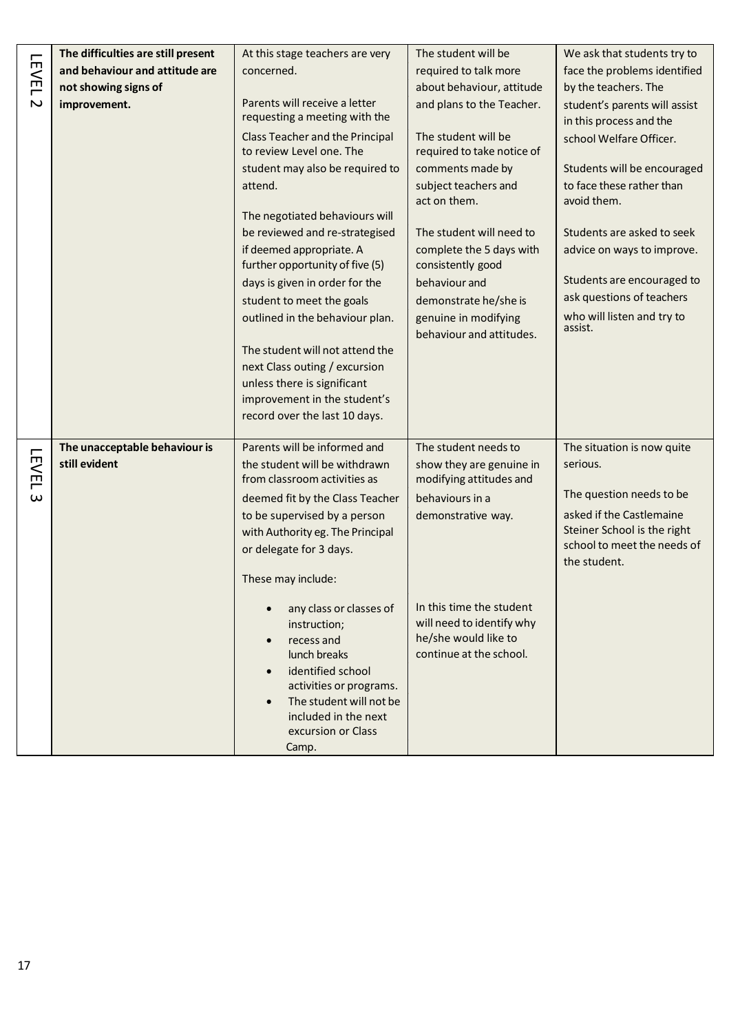| | | | | |
|---|---|---|---|---|
| LEVEL 2 | **The difficulties are still present and behaviour and attitude are not showing signs of improvement.** | At this stage teachers are very concerned.<br><br>Parents will receive a letter requesting a meeting with the Class Teacher and the Principal to review Level one. The student may also be required to attend.<br><br>The negotiated behaviours will be reviewed and re-strategised if deemed appropriate. A further opportunity of five (5) days is given in order for the student to meet the goals outlined in the behaviour plan.<br><br>The student will not attend the next Class outing / excursion unless there is significant improvement in the student's record over the last 10 days. | The student will be required to talk more about behaviour, attitude and plans to the Teacher.<br><br>The student will be required to take notice of comments made by subject teachers and act on them.<br><br>The student will need to complete the 5 days with consistently good behaviour and demonstrate he/she is genuine in modifying behaviour and attitudes. | We ask that students try to face the problems identified by the teachers. The student's parents will assist in this process and the school Welfare Officer.<br><br>Students will be encouraged to face these rather than avoid them.<br><br>Students are asked to seek advice on ways to improve.<br><br>Students are encouraged to ask questions of teachers who will listen and try to assist. |
| LEVEL 3 | **The unacceptable behaviour is still evident** | Parents will be informed and the student will be withdrawn from classroom activities as deemed fit by the Class Teacher to be supervised by a person with Authority eg. The Principal or delegate for 3 days.<br><br>These may include:<br><br>• any class or classes of instruction;<br>• recess and lunch breaks<br>• identified school activities or programs.<br>• The student will not be included in the next excursion or Class Camp. | The student needs to show they are genuine in modifying attitudes and behaviours in a demonstrative way.<br><br>In this time the student will need to identify why he/she would like to continue at the school. | The situation is now quite serious.<br><br>The question needs to be asked if the Castlemaine Steiner School is the right school to meet the needs of the student. |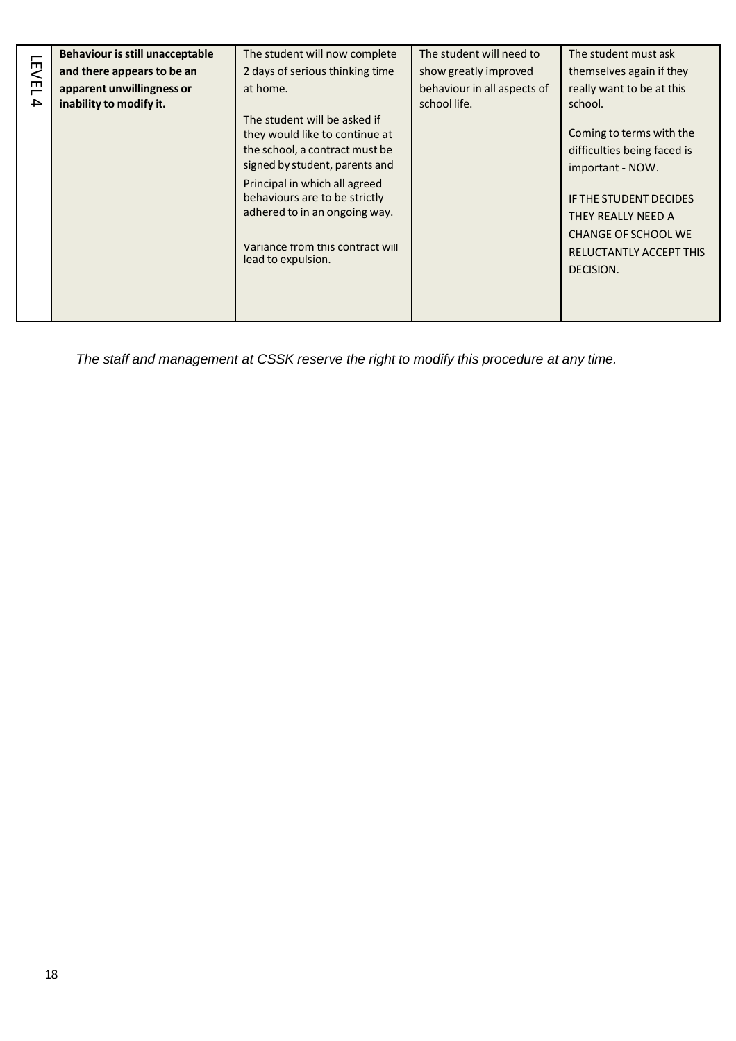| | | | | |
|---|---|---|---|---|
| LEVEL 4 | **Behaviour is still unacceptable and there appears to be an apparent unwillingness or inability to modify it.** | The student will now complete 2 days of serious thinking time at home.<br><br>The student will be asked if they would like to continue at the school, a contract must be signed by student, parents and Principal in which all agreed behaviours are to be strictly adhered to in an ongoing way.<br><br>Variance from this contract will lead to expulsion. | The student will need to show greatly improved behaviour in all aspects of school life. | The student must ask themselves again if they really want to be at this school.<br><br>Coming to terms with the difficulties being faced is important - NOW.<br><br>IF THE STUDENT DECIDES THEY REALLY NEED A CHANGE OF SCHOOL WE RELUCTANTLY ACCEPT THIS DECISION. |

*The staff and management at CSSK reserve the right to modify this procedure at any time.*